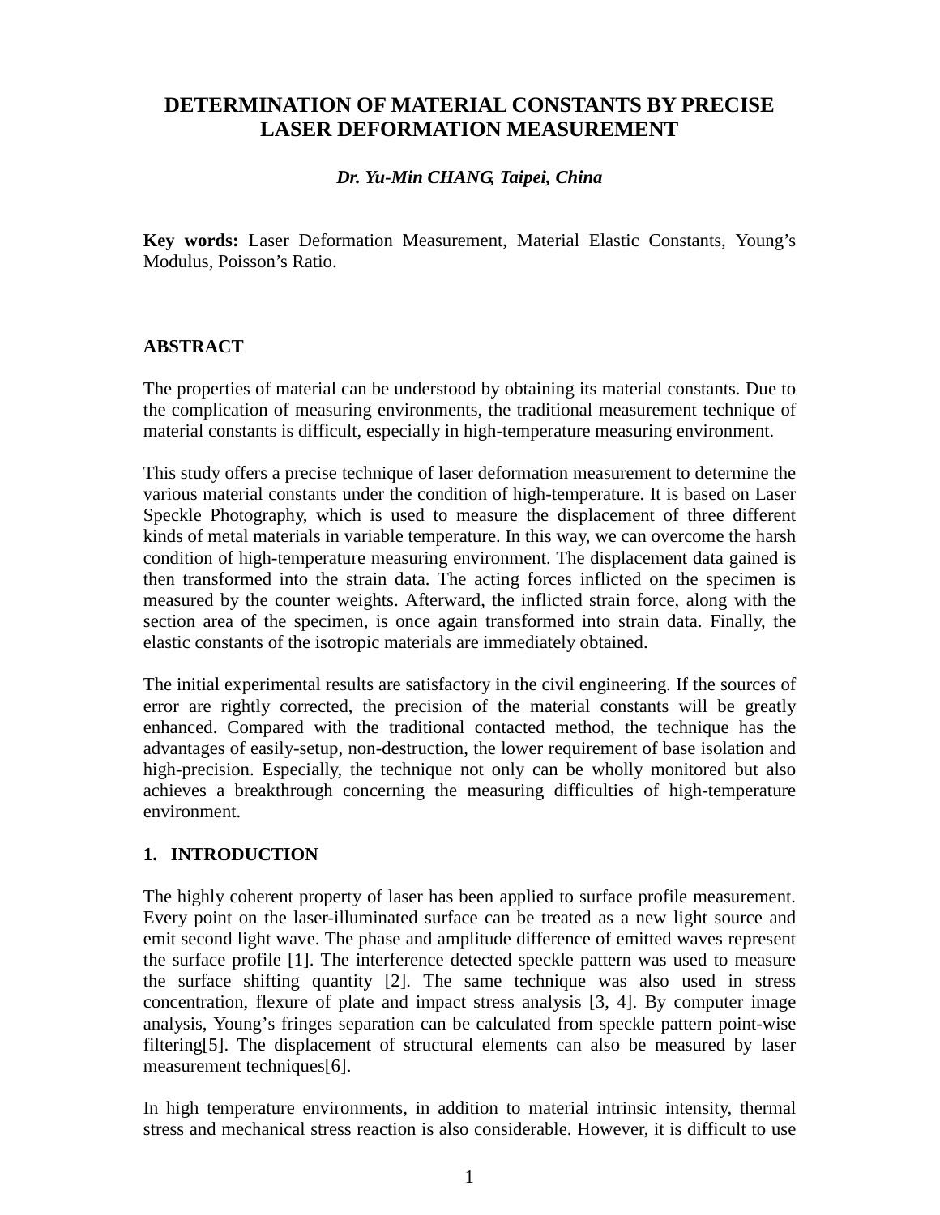# DETERMINATION OF MATERIAL CONSTANTS BY PRECISE LASER DEFORMATION MEASUREMENT

***Dr. Yu-Min CHANG, Taipei, China***

**Key words:** Laser Deformation Measurement, Material Elastic Constants, Young's Modulus, Poisson's Ratio.

## ABSTRACT

The properties of material can be understood by obtaining its material constants. Due to the complication of measuring environments, the traditional measurement technique of material constants is difficult, especially in high-temperature measuring environment.

This study offers a precise technique of laser deformation measurement to determine the various material constants under the condition of high-temperature. It is based on Laser Speckle Photography, which is used to measure the displacement of three different kinds of metal materials in variable temperature. In this way, we can overcome the harsh condition of high-temperature measuring environment. The displacement data gained is then transformed into the strain data. The acting forces inflicted on the specimen is measured by the counter weights. Afterward, the inflicted strain force, along with the section area of the specimen, is once again transformed into strain data. Finally, the elastic constants of the isotropic materials are immediately obtained.

The initial experimental results are satisfactory in the civil engineering. If the sources of error are rightly corrected, the precision of the material constants will be greatly enhanced. Compared with the traditional contacted method, the technique has the advantages of easily-setup, non-destruction, the lower requirement of base isolation and high-precision. Especially, the technique not only can be wholly monitored but also achieves a breakthrough concerning the measuring difficulties of high-temperature environment.

## 1. INTRODUCTION

The highly coherent property of laser has been applied to surface profile measurement. Every point on the laser-illuminated surface can be treated as a new light source and emit second light wave. The phase and amplitude difference of emitted waves represent the surface profile [1]. The interference detected speckle pattern was used to measure the surface shifting quantity [2]. The same technique was also used in stress concentration, flexure of plate and impact stress analysis [3, 4]. By computer image analysis, Young's fringes separation can be calculated from speckle pattern point-wise filtering[5]. The displacement of structural elements can also be measured by laser measurement techniques[6].

In high temperature environments, in addition to material intrinsic intensity, thermal stress and mechanical stress reaction is also considerable. However, it is difficult to use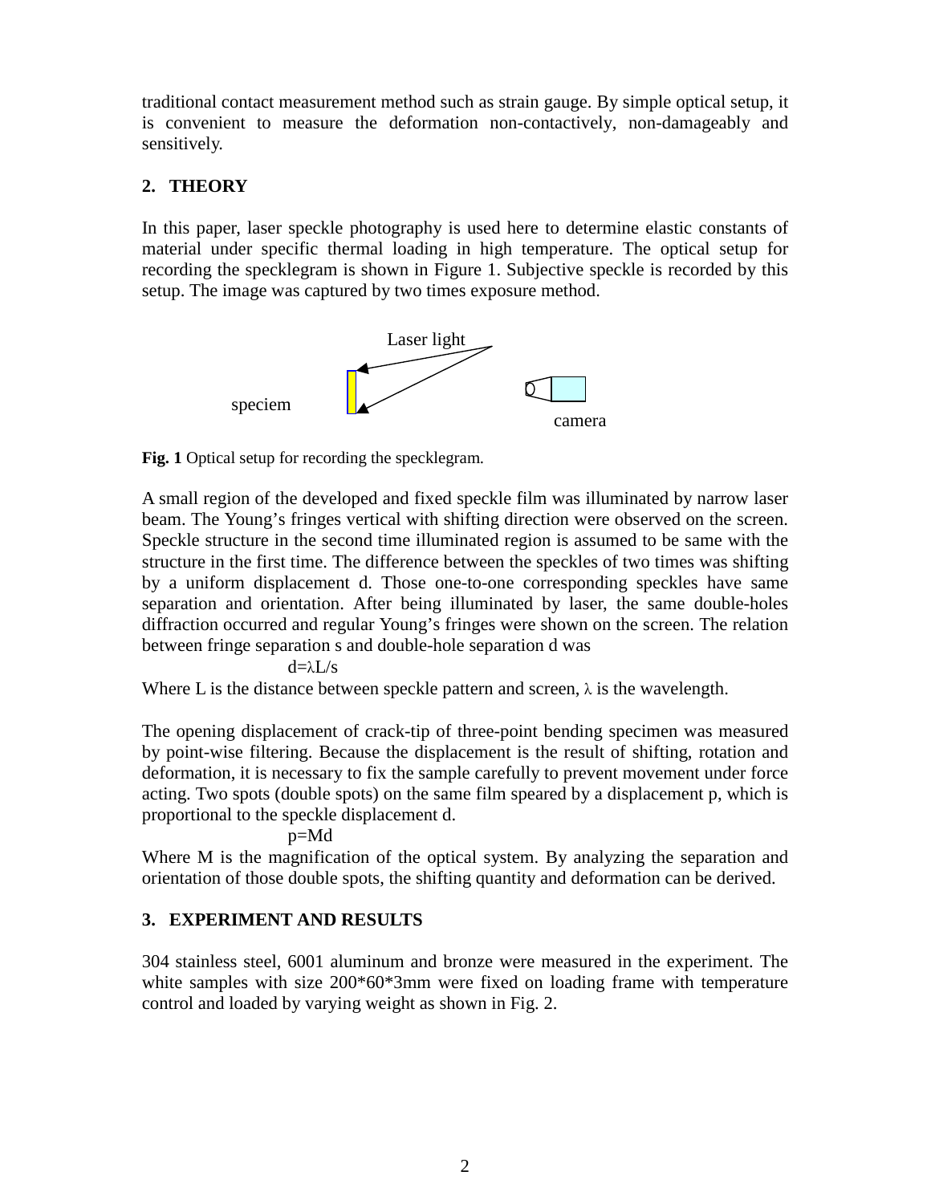traditional contact measurement method such as strain gauge. By simple optical setup, it is convenient to measure the deformation non-contactively, non-damageably and sensitively.

## 2. THEORY

In this paper, laser speckle photography is used here to determine elastic constants of material under specific thermal loading in high temperature. The optical setup for recording the specklegram is shown in Figure 1. Subjective speckle is recorded by this setup. The image was captured by two times exposure method.

Laser light

speciem

camera

**Fig. 1** Optical setup for recording the specklegram.

A small region of the developed and fixed speckle film was illuminated by narrow laser beam. The Young's fringes vertical with shifting direction were observed on the screen. Speckle structure in the second time illuminated region is assumed to be same with the structure in the first time. The difference between the speckles of two times was shifting by a uniform displacement d. Those one-to-one corresponding speckles have same separation and orientation. After being illuminated by laser, the same double-holes diffraction occurred and regular Young's fringes were shown on the screen. The relation between fringe separation s and double-hole separation d was

$$d=\lambda L/s$$

Where L is the distance between speckle pattern and screen, $\lambda$ is the wavelength.

The opening displacement of crack-tip of three-point bending specimen was measured by point-wise filtering. Because the displacement is the result of shifting, rotation and deformation, it is necessary to fix the sample carefully to prevent movement under force acting. Two spots (double spots) on the same film speared by a displacement p, which is proportional to the speckle displacement d.

$$p=Md$$

Where M is the magnification of the optical system. By analyzing the separation and orientation of those double spots, the shifting quantity and deformation can be derived.

## 3. EXPERIMENT AND RESULTS

304 stainless steel, 6001 aluminum and bronze were measured in the experiment. The white samples with size 200*60*3mm were fixed on loading frame with temperature control and loaded by varying weight as shown in Fig. 2.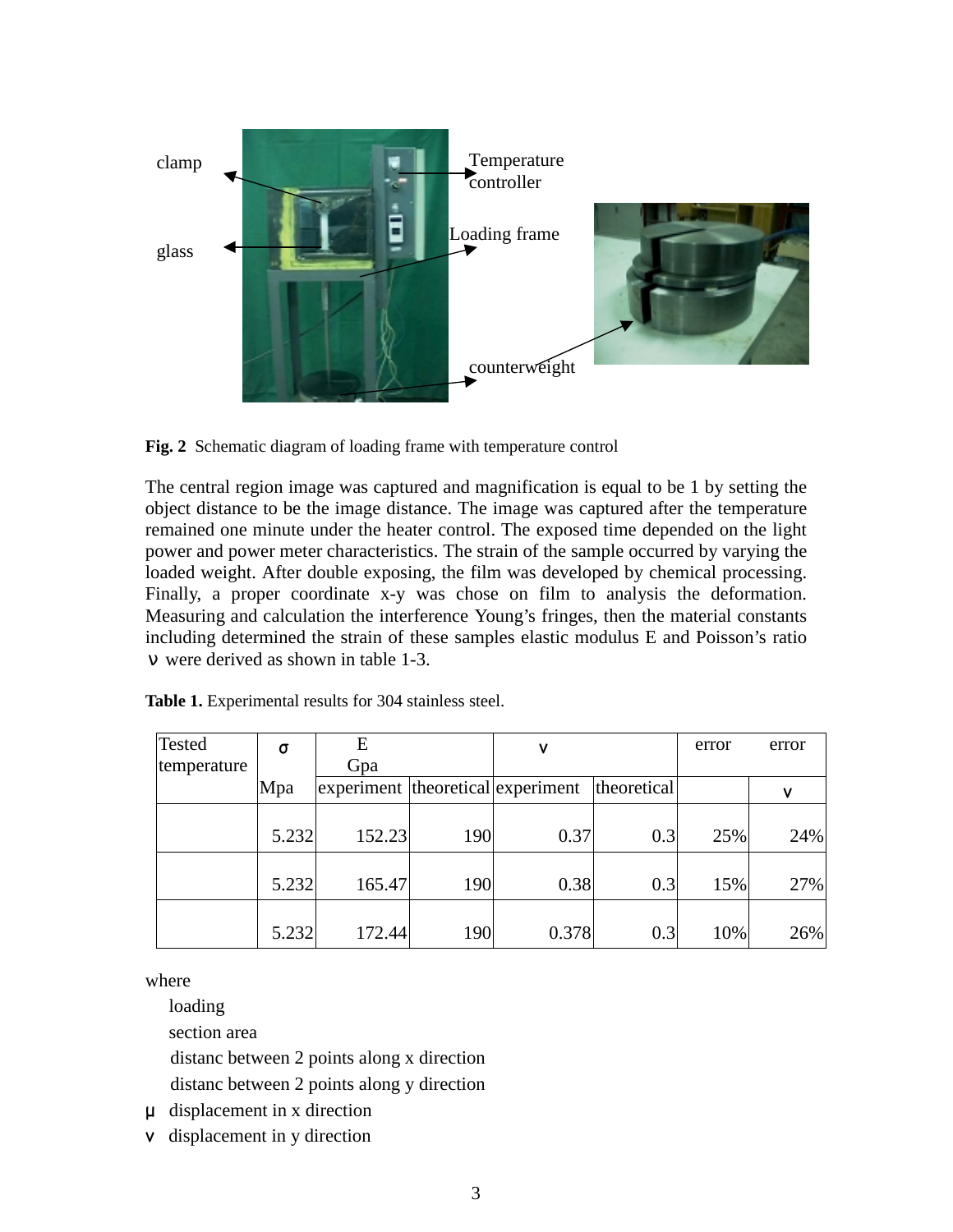**Fig. 2** Schematic diagram of loading frame with temperature control

The central region image was captured and magnification is equal to be 1 by setting the object distance to be the image distance. The image was captured after the temperature remained one minute under the heater control. The exposed time depended on the light power and power meter characteristics. The strain of the sample occurred by varying the loaded weight. After double exposing, the film was developed by chemical processing. Finally, a proper coordinate x-y was chose on film to analysis the deformation. Measuring and calculation the interference Young's fringes, then the material constants including determined the strain of these samples elastic modulus E and Poisson's ratio $\nu$ were derived as shown in table 1-3.

**Table 1.** Experimental results for 304 stainless steel.

| Tested temperature | $\sigma$ | E Gpa | | $\nu$ | | error | error |
|---|---|---|---|---|---|---|---|
| | Mpa | experiment | theoretical | experiment | theoretical | | $\nu$ |
| | 5.232 | 152.23 | 190 | 0.37 | 0.3 | 25% | 24% |
| | 5.232 | 165.47 | 190 | 0.38 | 0.3 | 15% | 27% |
| | 5.232 | 172.44 | 190 | 0.378 | 0.3 | 10% | 26% |

where

loading

section area

distanc between 2 points along x direction

distanc between 2 points along y direction

$\mu$ displacement in x direction

$\nu$ displacement in y direction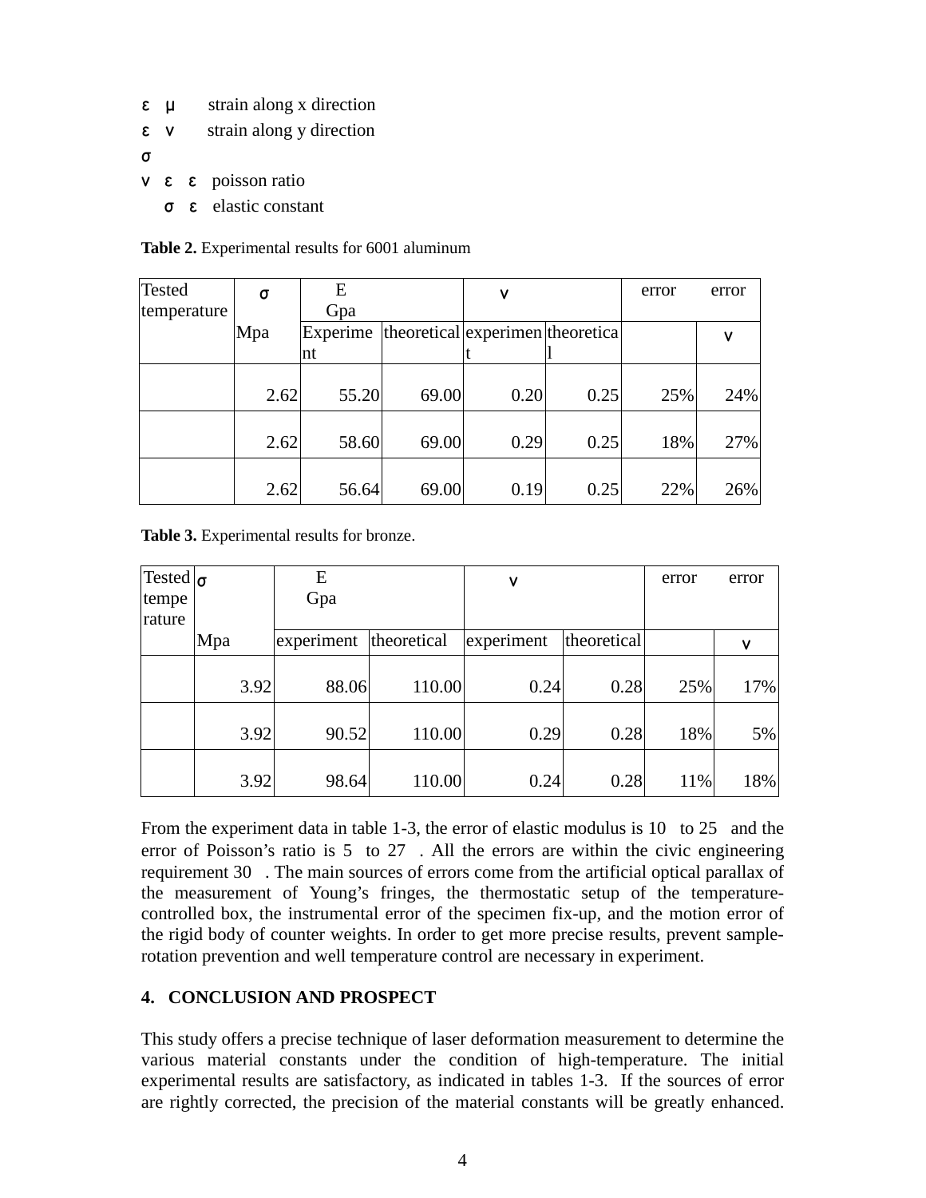$\varepsilon$ $\mu$ strain along x direction

$\varepsilon$ $\nu$ strain along y direction

$\sigma$

$\nu$ $\varepsilon$ $\varepsilon$ poisson ratio

$\sigma$ $\varepsilon$ elastic constant

**Table 2.** Experimental results for 6001 aluminum

| Tested temperature | $\sigma$ | E Gpa | | $\nu$ | | error | error |
|---|---|---|---|---|---|---|---|
| | Mpa | Experiment | theoretical | experiment | theoretical | | $\nu$ |
| | 2.62 | 55.20 | 69.00 | 0.20 | 0.25 | 25% | 24% |
| | 2.62 | 58.60 | 69.00 | 0.29 | 0.25 | 18% | 27% |
| | 2.62 | 56.64 | 69.00 | 0.19 | 0.25 | 22% | 26% |

**Table 3.** Experimental results for bronze.

| Tested temperature | $\sigma$ | E Gpa | | $\nu$ | | error | error |
|---|---|---|---|---|---|---|---|
| | Mpa | experiment | theoretical | experiment | theoretical | | $\nu$ |
| | 3.92 | 88.06 | 110.00 | 0.24 | 0.28 | 25% | 17% |
| | 3.92 | 90.52 | 110.00 | 0.29 | 0.28 | 18% | 5% |
| | 3.92 | 98.64 | 110.00 | 0.24 | 0.28 | 11% | 18% |

From the experiment data in table 1-3, the error of elastic modulus is 10 to 25 and the error of Poisson's ratio is 5 to 27 . All the errors are within the civic engineering requirement 30 . The main sources of errors come from the artificial optical parallax of the measurement of Young's fringes, the thermostatic setup of the temperature-controlled box, the instrumental error of the specimen fix-up, and the motion error of the rigid body of counter weights. In order to get more precise results, prevent sample-rotation prevention and well temperature control are necessary in experiment.

## 4. CONCLUSION AND PROSPECT

This study offers a precise technique of laser deformation measurement to determine the various material constants under the condition of high-temperature. The initial experimental results are satisfactory, as indicated in tables 1-3. If the sources of error are rightly corrected, the precision of the material constants will be greatly enhanced.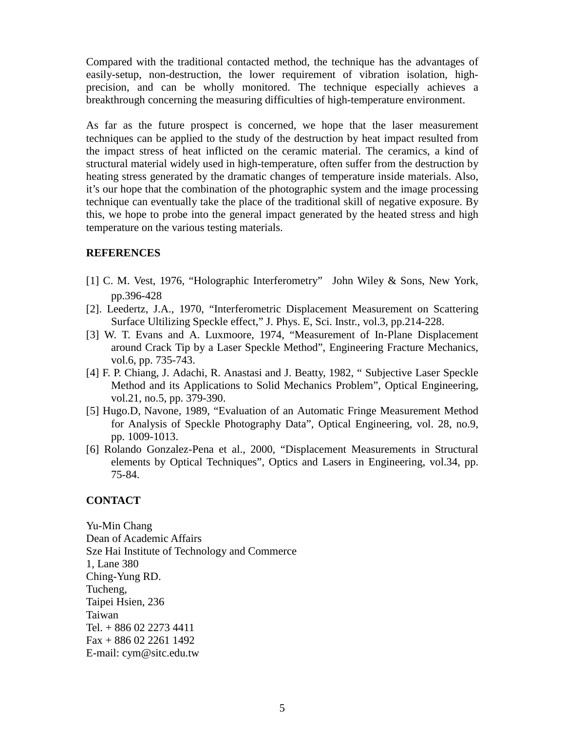Compared with the traditional contacted method, the technique has the advantages of easily-setup, non-destruction, the lower requirement of vibration isolation, high-precision, and can be wholly monitored. The technique especially achieves a breakthrough concerning the measuring difficulties of high-temperature environment.

As far as the future prospect is concerned, we hope that the laser measurement techniques can be applied to the study of the destruction by heat impact resulted from the impact stress of heat inflicted on the ceramic material. The ceramics, a kind of structural material widely used in high-temperature, often suffer from the destruction by heating stress generated by the dramatic changes of temperature inside materials. Also, it's our hope that the combination of the photographic system and the image processing technique can eventually take the place of the traditional skill of negative exposure. By this, we hope to probe into the general impact generated by the heated stress and high temperature on the various testing materials.

**REFERENCES**

[1] C. M. Vest, 1976, "Holographic Interferometry" John Wiley & Sons, New York, pp.396-428

[2]. Leedertz, J.A., 1970, "Interferometric Displacement Measurement on Scattering Surface Ultilizing Speckle effect," J. Phys. E, Sci. Instr., vol.3, pp.214-228.

[3] W. T. Evans and A. Luxmoore, 1974, "Measurement of In-Plane Displacement around Crack Tip by a Laser Speckle Method", Engineering Fracture Mechanics, vol.6, pp. 735-743.

[4] F. P. Chiang, J. Adachi, R. Anastasi and J. Beatty, 1982, " Subjective Laser Speckle Method and its Applications to Solid Mechanics Problem", Optical Engineering, vol.21, no.5, pp. 379-390.

[5] Hugo.D, Navone, 1989, "Evaluation of an Automatic Fringe Measurement Method for Analysis of Speckle Photography Data", Optical Engineering, vol. 28, no.9, pp. 1009-1013.

[6] Rolando Gonzalez-Pena et al., 2000, "Displacement Measurements in Structural elements by Optical Techniques", Optics and Lasers in Engineering, vol.34, pp. 75-84.

**CONTACT**

Yu-Min Chang
Dean of Academic Affairs
Sze Hai Institute of Technology and Commerce
1, Lane 380
Ching-Yung RD.
Tucheng,
Taipei Hsien, 236
Taiwan
Tel. + 886 02 2273 4411
Fax + 886 02 2261 1492
E-mail: cym@sitc.edu.tw